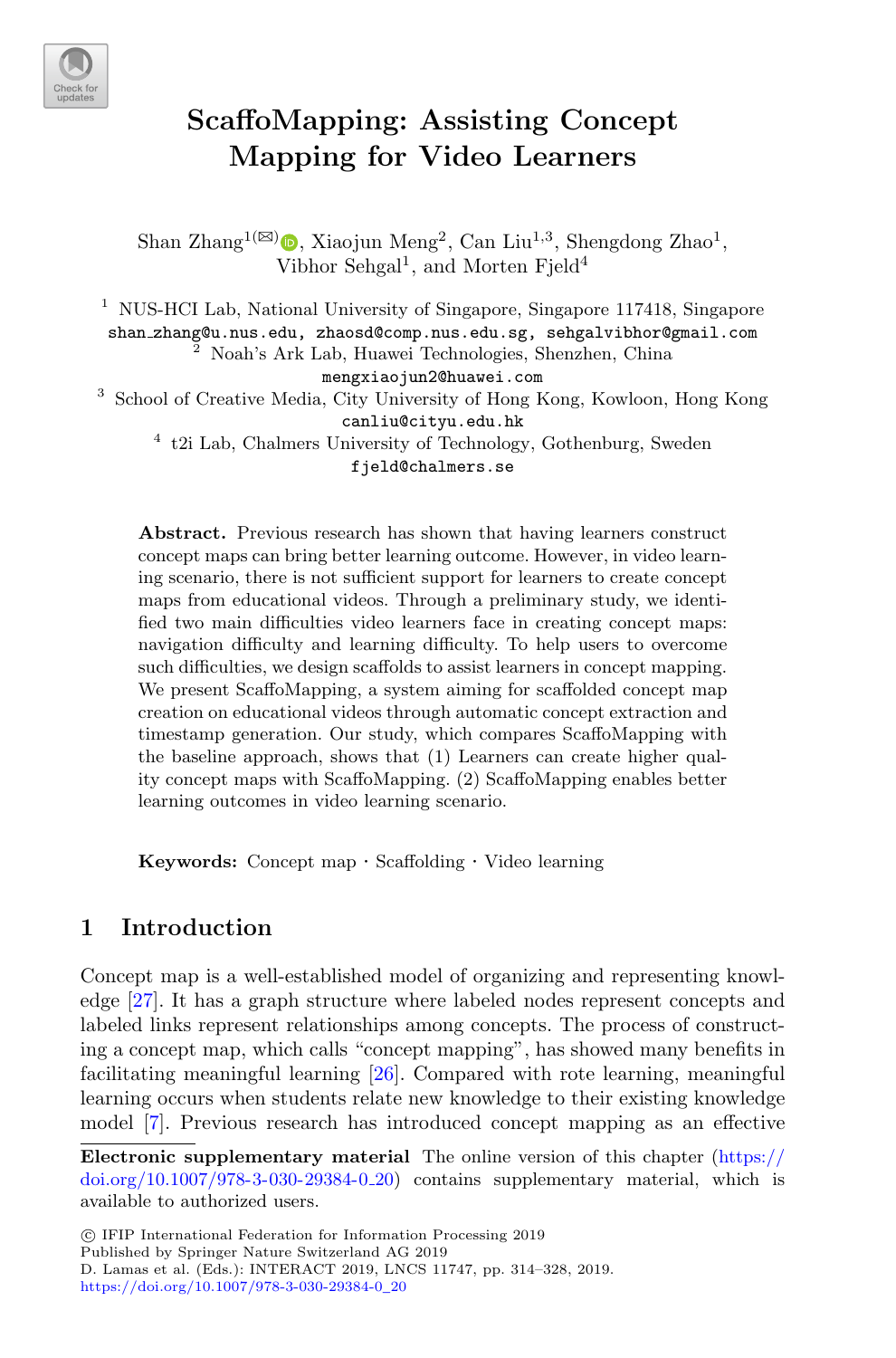# ScaffoMapping: Assisting Concept Mapping for Video Learners

Shan Zhang[1(✉)], Xiaojun Meng[2], Can Liu[1,3], Shengdong Zhao[1], Vibhor Sehgal[1], and Morten Fjeld[4]

[1] NUS-HCI Lab, National University of Singapore, Singapore 117418, Singapore
shan_zhang@u.nus.edu, zhaosd@comp.nus.edu.sg, sehgalvibhor@gmail.com

[2] Noah's Ark Lab, Huawei Technologies, Shenzhen, China
mengxiaojun2@huawei.com

[3] School of Creative Media, City University of Hong Kong, Kowloon, Hong Kong
canliu@cityu.edu.hk

[4] t2i Lab, Chalmers University of Technology, Gothenburg, Sweden
fjeld@chalmers.se

**Abstract.** Previous research has shown that having learners construct concept maps can bring better learning outcome. However, in video learning scenario, there is not sufficient support for learners to create concept maps from educational videos. Through a preliminary study, we identified two main difficulties video learners face in creating concept maps: navigation difficulty and learning difficulty. To help users to overcome such difficulties, we design scaffolds to assist learners in concept mapping. We present ScaffoMapping, a system aiming for scaffolded concept map creation on educational videos through automatic concept extraction and timestamp generation. Our study, which compares ScaffoMapping with the baseline approach, shows that (1) Learners can create higher quality concept maps with ScaffoMapping. (2) ScaffoMapping enables better learning outcomes in video learning scenario.

**Keywords:** Concept map · Scaffolding · Video learning

## 1 Introduction

Concept map is a well-established model of organizing and representing knowledge [27]. It has a graph structure where labeled nodes represent concepts and labeled links represent relationships among concepts. The process of constructing a concept map, which calls "concept mapping", has showed many benefits in facilitating meaningful learning [26]. Compared with rote learning, meaningful learning occurs when students relate new knowledge to their existing knowledge model [7]. Previous research has introduced concept mapping as an effective

**Electronic supplementary material** The online version of this chapter (https://doi.org/10.1007/978-3-030-29384-0_20) contains supplementary material, which is available to authorized users.

© IFIP International Federation for Information Processing 2019
Published by Springer Nature Switzerland AG 2019
D. Lamas et al. (Eds.): INTERACT 2019, LNCS 11747, pp. 314–328, 2019.
https://doi.org/10.1007/978-3-030-29384-0_20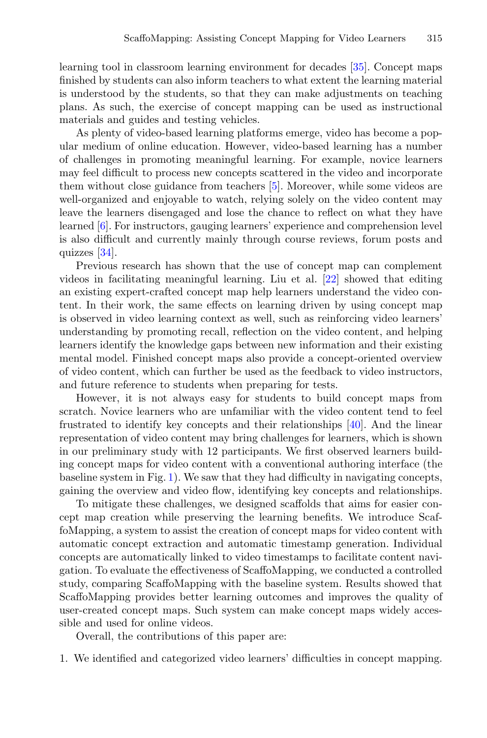learning tool in classroom learning environment for decades [35]. Concept maps finished by students can also inform teachers to what extent the learning material is understood by the students, so that they can make adjustments on teaching plans. As such, the exercise of concept mapping can be used as instructional materials and guides and testing vehicles.

As plenty of video-based learning platforms emerge, video has become a popular medium of online education. However, video-based learning has a number of challenges in promoting meaningful learning. For example, novice learners may feel difficult to process new concepts scattered in the video and incorporate them without close guidance from teachers [5]. Moreover, while some videos are well-organized and enjoyable to watch, relying solely on the video content may leave the learners disengaged and lose the chance to reflect on what they have learned [6]. For instructors, gauging learners' experience and comprehension level is also difficult and currently mainly through course reviews, forum posts and quizzes [34].

Previous research has shown that the use of concept map can complement videos in facilitating meaningful learning. Liu et al. [22] showed that editing an existing expert-crafted concept map help learners understand the video content. In their work, the same effects on learning driven by using concept map is observed in video learning context as well, such as reinforcing video learners' understanding by promoting recall, reflection on the video content, and helping learners identify the knowledge gaps between new information and their existing mental model. Finished concept maps also provide a concept-oriented overview of video content, which can further be used as the feedback to video instructors, and future reference to students when preparing for tests.

However, it is not always easy for students to build concept maps from scratch. Novice learners who are unfamiliar with the video content tend to feel frustrated to identify key concepts and their relationships [40]. And the linear representation of video content may bring challenges for learners, which is shown in our preliminary study with 12 participants. We first observed learners building concept maps for video content with a conventional authoring interface (the baseline system in Fig. 1). We saw that they had difficulty in navigating concepts, gaining the overview and video flow, identifying key concepts and relationships.

To mitigate these challenges, we designed scaffolds that aims for easier concept map creation while preserving the learning benefits. We introduce ScaffoMapping, a system to assist the creation of concept maps for video content with automatic concept extraction and automatic timestamp generation. Individual concepts are automatically linked to video timestamps to facilitate content navigation. To evaluate the effectiveness of ScaffoMapping, we conducted a controlled study, comparing ScaffoMapping with the baseline system. Results showed that ScaffoMapping provides better learning outcomes and improves the quality of user-created concept maps. Such system can make concept maps widely accessible and used for online videos.

Overall, the contributions of this paper are:

1. We identified and categorized video learners' difficulties in concept mapping.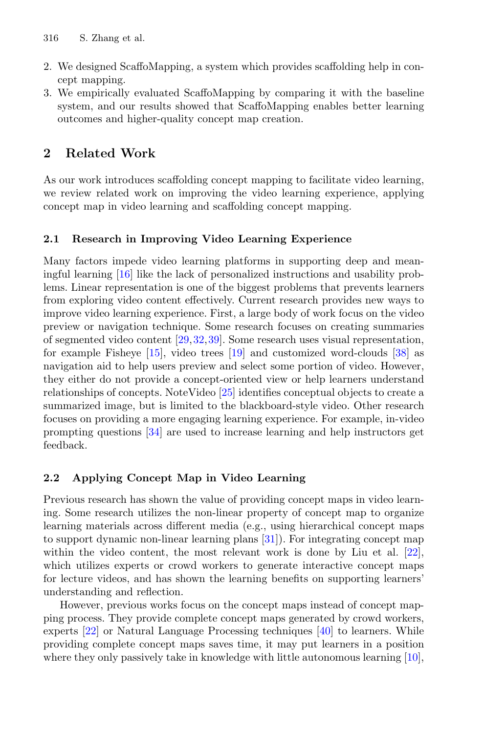2. We designed ScaffoMapping, a system which provides scaffolding help in concept mapping.
3. We empirically evaluated ScaffoMapping by comparing it with the baseline system, and our results showed that ScaffoMapping enables better learning outcomes and higher-quality concept map creation.

## 2 Related Work

As our work introduces scaffolding concept mapping to facilitate video learning, we review related work on improving the video learning experience, applying concept map in video learning and scaffolding concept mapping.

### 2.1 Research in Improving Video Learning Experience

Many factors impede video learning platforms in supporting deep and meaningful learning [16] like the lack of personalized instructions and usability problems. Linear representation is one of the biggest problems that prevents learners from exploring video content effectively. Current research provides new ways to improve video learning experience. First, a large body of work focus on the video preview or navigation technique. Some research focuses on creating summaries of segmented video content [29,32,39]. Some research uses visual representation, for example Fisheye [15], video trees [19] and customized word-clouds [38] as navigation aid to help users preview and select some portion of video. However, they either do not provide a concept-oriented view or help learners understand relationships of concepts. NoteVideo [25] identifies conceptual objects to create a summarized image, but is limited to the blackboard-style video. Other research focuses on providing a more engaging learning experience. For example, in-video prompting questions [34] are used to increase learning and help instructors get feedback.

### 2.2 Applying Concept Map in Video Learning

Previous research has shown the value of providing concept maps in video learning. Some research utilizes the non-linear property of concept map to organize learning materials across different media (e.g., using hierarchical concept maps to support dynamic non-linear learning plans [31]). For integrating concept map within the video content, the most relevant work is done by Liu et al. [22], which utilizes experts or crowd workers to generate interactive concept maps for lecture videos, and has shown the learning benefits on supporting learners' understanding and reflection.

However, previous works focus on the concept maps instead of concept mapping process. They provide complete concept maps generated by crowd workers, experts [22] or Natural Language Processing techniques [40] to learners. While providing complete concept maps saves time, it may put learners in a position where they only passively take in knowledge with little autonomous learning [10],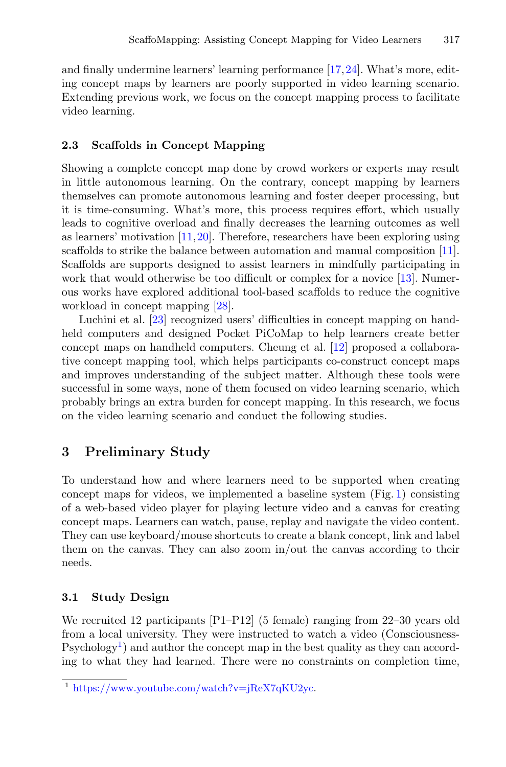and finally undermine learners' learning performance [17,24]. What's more, editing concept maps by learners are poorly supported in video learning scenario. Extending previous work, we focus on the concept mapping process to facilitate video learning.

### 2.3 Scaffolds in Concept Mapping

Showing a complete concept map done by crowd workers or experts may result in little autonomous learning. On the contrary, concept mapping by learners themselves can promote autonomous learning and foster deeper processing, but it is time-consuming. What's more, this process requires effort, which usually leads to cognitive overload and finally decreases the learning outcomes as well as learners' motivation [11,20]. Therefore, researchers have been exploring using scaffolds to strike the balance between automation and manual composition [11]. Scaffolds are supports designed to assist learners in mindfully participating in work that would otherwise be too difficult or complex for a novice [13]. Numerous works have explored additional tool-based scaffolds to reduce the cognitive workload in concept mapping [28].

Luchini et al. [23] recognized users' difficulties in concept mapping on handheld computers and designed Pocket PiCoMap to help learners create better concept maps on handheld computers. Cheung et al. [12] proposed a collaborative concept mapping tool, which helps participants co-construct concept maps and improves understanding of the subject matter. Although these tools were successful in some ways, none of them focused on video learning scenario, which probably brings an extra burden for concept mapping. In this research, we focus on the video learning scenario and conduct the following studies.

## 3 Preliminary Study

To understand how and where learners need to be supported when creating concept maps for videos, we implemented a baseline system (Fig. 1) consisting of a web-based video player for playing lecture video and a canvas for creating concept maps. Learners can watch, pause, replay and navigate the video content. They can use keyboard/mouse shortcuts to create a blank concept, link and label them on the canvas. They can also zoom in/out the canvas according to their needs.

### 3.1 Study Design

We recruited 12 participants [P1–P12] (5 female) ranging from 22–30 years old from a local university. They were instructed to watch a video (Consciousness-Psychology[1]) and author the concept map in the best quality as they can according to what they had learned. There were no constraints on completion time,

[1] https://www.youtube.com/watch?v=jReX7qKU2yc.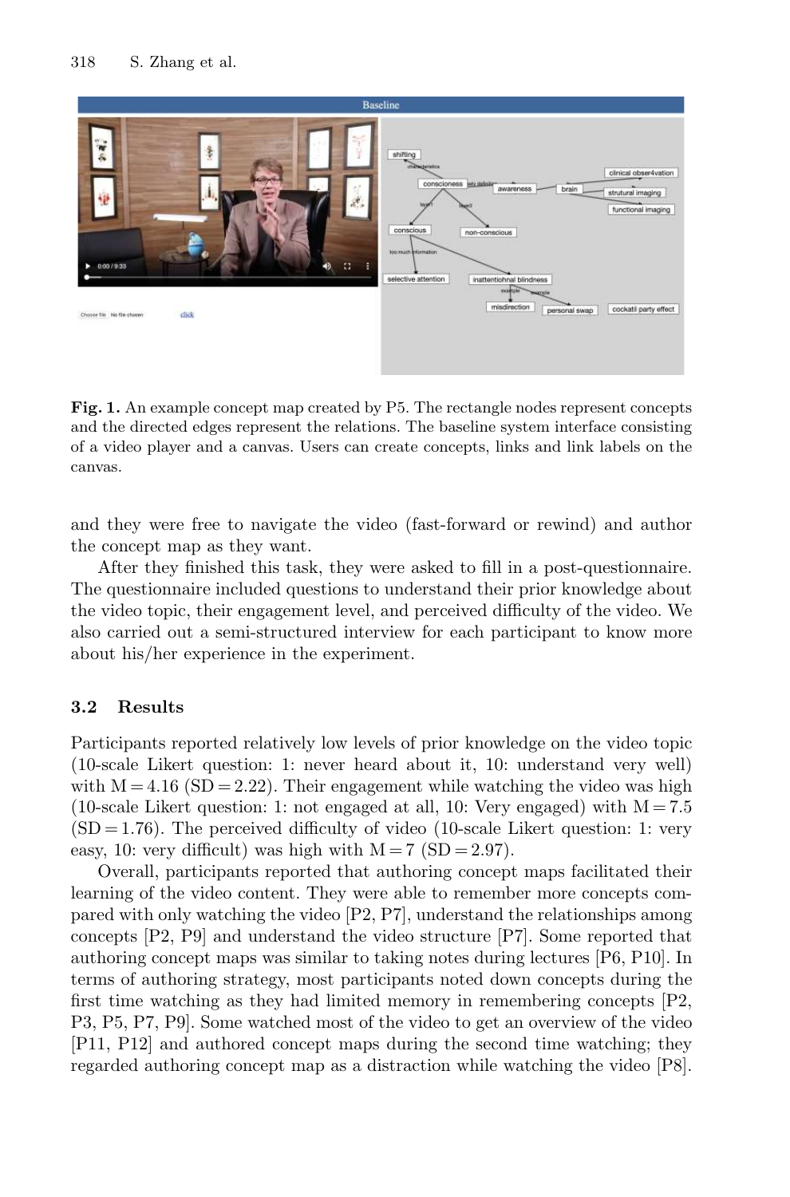**Fig. 1.** An example concept map created by P5. The rectangle nodes represent concepts and the directed edges represent the relations. The baseline system interface consisting of a video player and a canvas. Users can create concepts, links and link labels on the canvas.

and they were free to navigate the video (fast-forward or rewind) and author the concept map as they want.

After they finished this task, they were asked to fill in a post-questionnaire. The questionnaire included questions to understand their prior knowledge about the video topic, their engagement level, and perceived difficulty of the video. We also carried out a semi-structured interview for each participant to know more about his/her experience in the experiment.

### 3.2 Results

Participants reported relatively low levels of prior knowledge on the video topic (10-scale Likert question: 1: never heard about it, 10: understand very well) with $M = 4.16$ $(SD = 2.22)$. Their engagement while watching the video was high (10-scale Likert question: 1: not engaged at all, 10: Very engaged) with $M = 7.5$ $(SD = 1.76)$. The perceived difficulty of video (10-scale Likert question: 1: very easy, 10: very difficult) was high with $M = 7$ $(SD = 2.97)$.

Overall, participants reported that authoring concept maps facilitated their learning of the video content. They were able to remember more concepts compared with only watching the video [P2, P7], understand the relationships among concepts [P2, P9] and understand the video structure [P7]. Some reported that authoring concept maps was similar to taking notes during lectures [P6, P10]. In terms of authoring strategy, most participants noted down concepts during the first time watching as they had limited memory in remembering concepts [P2, P3, P5, P7, P9]. Some watched most of the video to get an overview of the video [P11, P12] and authored concept maps during the second time watching; they regarded authoring concept map as a distraction while watching the video [P8].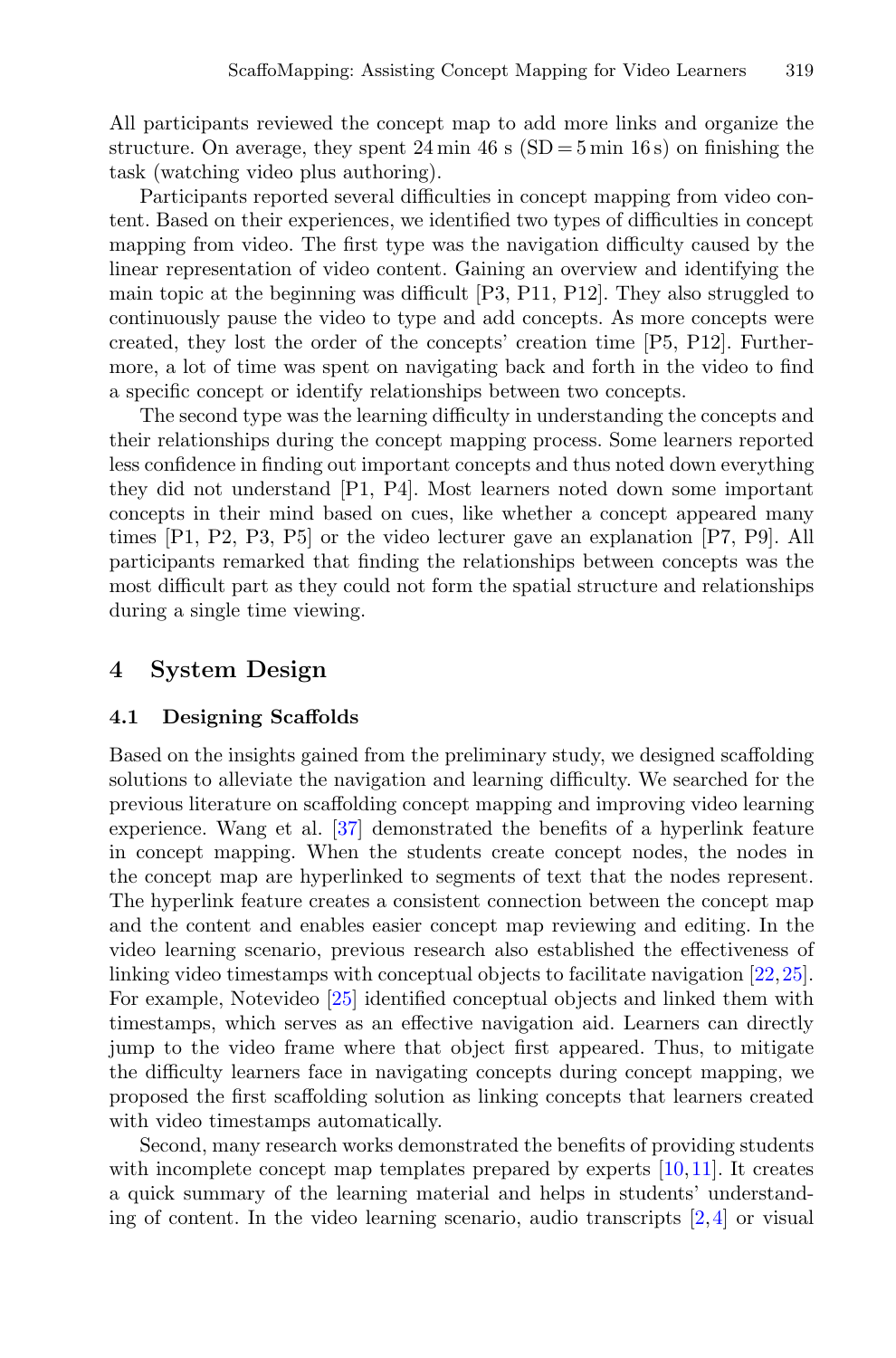All participants reviewed the concept map to add more links and organize the structure. On average, they spent 24 min 46 s (SD = 5 min 16 s) on finishing the task (watching video plus authoring).

Participants reported several difficulties in concept mapping from video content. Based on their experiences, we identified two types of difficulties in concept mapping from video. The first type was the navigation difficulty caused by the linear representation of video content. Gaining an overview and identifying the main topic at the beginning was difficult [P3, P11, P12]. They also struggled to continuously pause the video to type and add concepts. As more concepts were created, they lost the order of the concepts' creation time [P5, P12]. Furthermore, a lot of time was spent on navigating back and forth in the video to find a specific concept or identify relationships between two concepts.

The second type was the learning difficulty in understanding the concepts and their relationships during the concept mapping process. Some learners reported less confidence in finding out important concepts and thus noted down everything they did not understand [P1, P4]. Most learners noted down some important concepts in their mind based on cues, like whether a concept appeared many times [P1, P2, P3, P5] or the video lecturer gave an explanation [P7, P9]. All participants remarked that finding the relationships between concepts was the most difficult part as they could not form the spatial structure and relationships during a single time viewing.

## 4 System Design

### 4.1 Designing Scaffolds

Based on the insights gained from the preliminary study, we designed scaffolding solutions to alleviate the navigation and learning difficulty. We searched for the previous literature on scaffolding concept mapping and improving video learning experience. Wang et al. [37] demonstrated the benefits of a hyperlink feature in concept mapping. When the students create concept nodes, the nodes in the concept map are hyperlinked to segments of text that the nodes represent. The hyperlink feature creates a consistent connection between the concept map and the content and enables easier concept map reviewing and editing. In the video learning scenario, previous research also established the effectiveness of linking video timestamps with conceptual objects to facilitate navigation [22,25]. For example, Notevideo [25] identified conceptual objects and linked them with timestamps, which serves as an effective navigation aid. Learners can directly jump to the video frame where that object first appeared. Thus, to mitigate the difficulty learners face in navigating concepts during concept mapping, we proposed the first scaffolding solution as linking concepts that learners created with video timestamps automatically.

Second, many research works demonstrated the benefits of providing students with incomplete concept map templates prepared by experts [10,11]. It creates a quick summary of the learning material and helps in students' understanding of content. In the video learning scenario, audio transcripts [2,4] or visual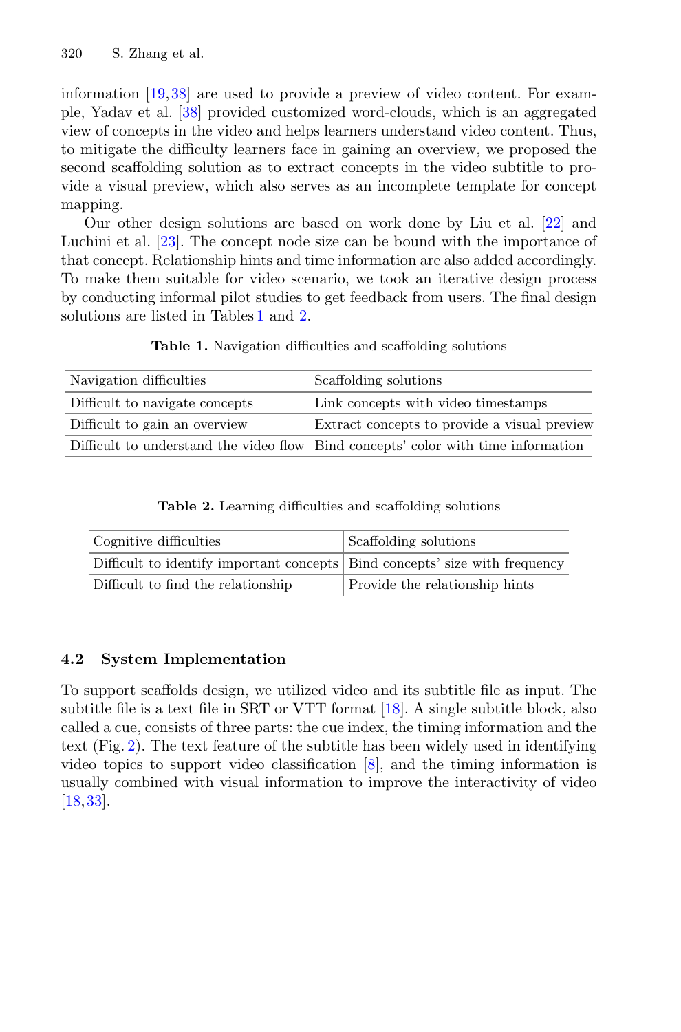information [19,38] are used to provide a preview of video content. For example, Yadav et al. [38] provided customized word-clouds, which is an aggregated view of concepts in the video and helps learners understand video content. Thus, to mitigate the difficulty learners face in gaining an overview, we proposed the second scaffolding solution as to extract concepts in the video subtitle to provide a visual preview, which also serves as an incomplete template for concept mapping.

Our other design solutions are based on work done by Liu et al. [22] and Luchini et al. [23]. The concept node size can be bound with the importance of that concept. Relationship hints and time information are also added accordingly. To make them suitable for video scenario, we took an iterative design process by conducting informal pilot studies to get feedback from users. The final design solutions are listed in Tables 1 and 2.

**Table 1.** Navigation difficulties and scaffolding solutions

| Navigation difficulties | Scaffolding solutions |
|---|---|
| Difficult to navigate concepts | Link concepts with video timestamps |
| Difficult to gain an overview | Extract concepts to provide a visual preview |
| Difficult to understand the video flow | Bind concepts' color with time information |

**Table 2.** Learning difficulties and scaffolding solutions

| Cognitive difficulties | Scaffolding solutions |
|---|---|
| Difficult to identify important concepts | Bind concepts' size with frequency |
| Difficult to find the relationship | Provide the relationship hints |

### 4.2 System Implementation

To support scaffolds design, we utilized video and its subtitle file as input. The subtitle file is a text file in SRT or VTT format [18]. A single subtitle block, also called a cue, consists of three parts: the cue index, the timing information and the text (Fig. 2). The text feature of the subtitle has been widely used in identifying video topics to support video classification [8], and the timing information is usually combined with visual information to improve the interactivity of video [18,33].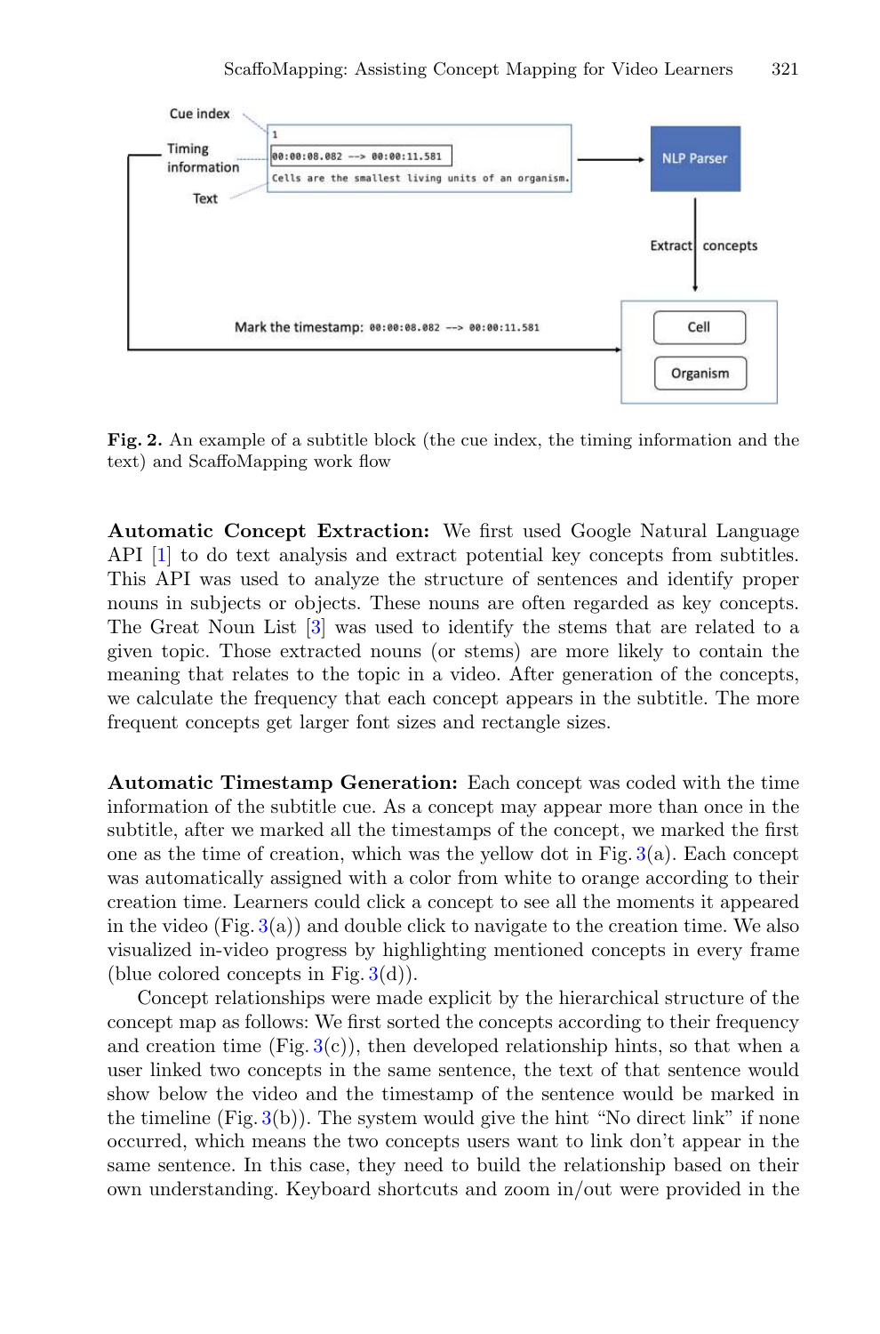Cue index

Timing information

Text

1

00:00:08.082 --> 00:00:11.581

Cells are the smallest living units of an organism.

NLP Parser

Extract concepts

Mark the timestamp: 00:00:08.082 --> 00:00:11.581

Cell

Organism

**Fig. 2.** An example of a subtitle block (the cue index, the timing information and the text) and ScaffoMapping work flow

**Automatic Concept Extraction:** We first used Google Natural Language API [1] to do text analysis and extract potential key concepts from subtitles. This API was used to analyze the structure of sentences and identify proper nouns in subjects or objects. These nouns are often regarded as key concepts. The Great Noun List [3] was used to identify the stems that are related to a given topic. Those extracted nouns (or stems) are more likely to contain the meaning that relates to the topic in a video. After generation of the concepts, we calculate the frequency that each concept appears in the subtitle. The more frequent concepts get larger font sizes and rectangle sizes.

**Automatic Timestamp Generation:** Each concept was coded with the time information of the subtitle cue. As a concept may appear more than once in the subtitle, after we marked all the timestamps of the concept, we marked the first one as the time of creation, which was the yellow dot in Fig. 3(a). Each concept was automatically assigned with a color from white to orange according to their creation time. Learners could click a concept to see all the moments it appeared in the video (Fig. 3(a)) and double click to navigate to the creation time. We also visualized in-video progress by highlighting mentioned concepts in every frame (blue colored concepts in Fig. 3(d)).

Concept relationships were made explicit by the hierarchical structure of the concept map as follows: We first sorted the concepts according to their frequency and creation time (Fig. 3(c)), then developed relationship hints, so that when a user linked two concepts in the same sentence, the text of that sentence would show below the video and the timestamp of the sentence would be marked in the timeline (Fig. 3(b)). The system would give the hint "No direct link" if none occurred, which means the two concepts users want to link don't appear in the same sentence. In this case, they need to build the relationship based on their own understanding. Keyboard shortcuts and zoom in/out were provided in the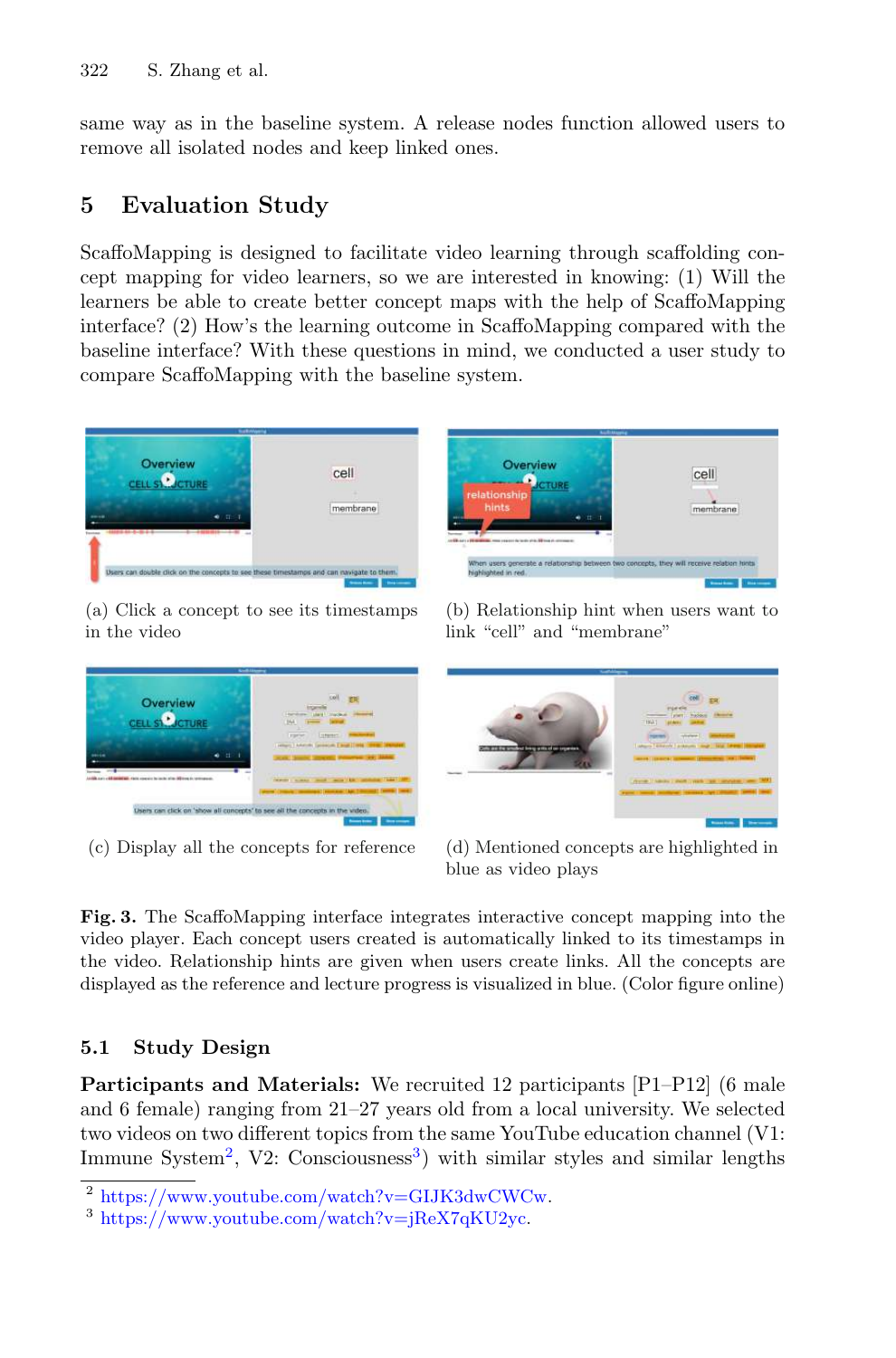same way as in the baseline system. A release nodes function allowed users to remove all isolated nodes and keep linked ones.

## 5 Evaluation Study

ScaffoMapping is designed to facilitate video learning through scaffolding concept mapping for video learners, so we are interested in knowing: (1) Will the learners be able to create better concept maps with the help of ScaffoMapping interface? (2) How's the learning outcome in ScaffoMapping compared with the baseline interface? With these questions in mind, we conducted a user study to compare ScaffoMapping with the baseline system.

(a) Click a concept to see its timestamps in the video

(b) Relationship hint when users want to link "cell" and "membrane"

(c) Display all the concepts for reference

(d) Mentioned concepts are highlighted in blue as video plays

**Fig. 3.** The ScaffoMapping interface integrates interactive concept mapping into the video player. Each concept users created is automatically linked to its timestamps in the video. Relationship hints are given when users create links. All the concepts are displayed as the reference and lecture progress is visualized in blue. (Color figure online)

### 5.1 Study Design

**Participants and Materials:** We recruited 12 participants [P1–P12] (6 male and 6 female) ranging from 21–27 years old from a local university. We selected two videos on two different topics from the same YouTube education channel (V1: Immune System[2], V2: Consciousness[3]) with similar styles and similar lengths

[2] https://www.youtube.com/watch?v=GIJK3dwCWCw.

[3] https://www.youtube.com/watch?v=jReX7qKU2yc.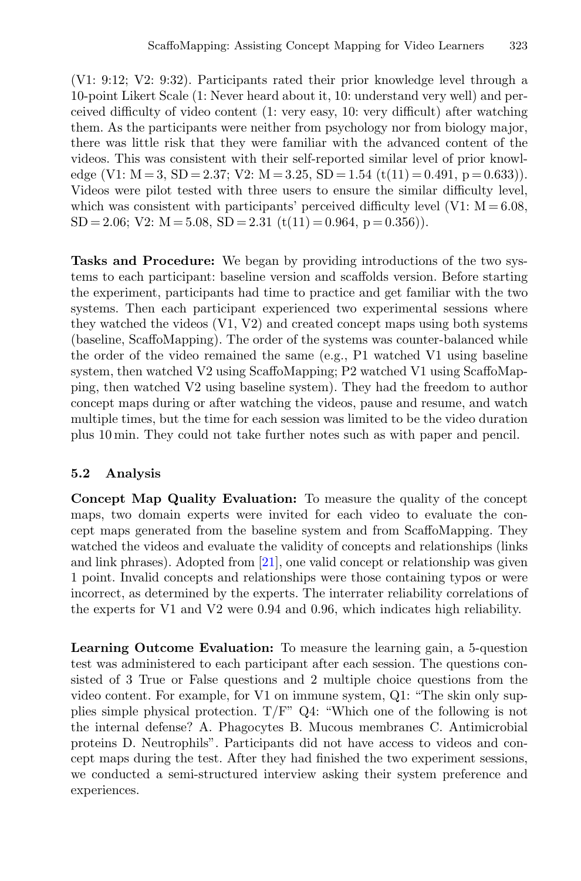(V1: 9:12; V2: 9:32). Participants rated their prior knowledge level through a 10-point Likert Scale (1: Never heard about it, 10: understand very well) and perceived difficulty of video content (1: very easy, 10: very difficult) after watching them. As the participants were neither from psychology nor from biology major, there was little risk that they were familiar with the advanced content of the videos. This was consistent with their self-reported similar level of prior knowledge (V1: $M = 3$, $SD = 2.37$; V2: $M = 3.25$, $SD = 1.54$ ($t(11) = 0.491$, $p = 0.633$)). Videos were pilot tested with three users to ensure the similar difficulty level, which was consistent with participants' perceived difficulty level (V1: $M = 6.08$, $SD = 2.06$; V2: $M = 5.08$, $SD = 2.31$ ($t(11) = 0.964$, $p = 0.356$)).

**Tasks and Procedure:** We began by providing introductions of the two systems to each participant: baseline version and scaffolds version. Before starting the experiment, participants had time to practice and get familiar with the two systems. Then each participant experienced two experimental sessions where they watched the videos (V1, V2) and created concept maps using both systems (baseline, ScaffoMapping). The order of the systems was counter-balanced while the order of the video remained the same (e.g., P1 watched V1 using baseline system, then watched V2 using ScaffoMapping; P2 watched V1 using ScaffoMapping, then watched V2 using baseline system). They had the freedom to author concept maps during or after watching the videos, pause and resume, and watch multiple times, but the time for each session was limited to be the video duration plus 10 min. They could not take further notes such as with paper and pencil.

### 5.2 Analysis

**Concept Map Quality Evaluation:** To measure the quality of the concept maps, two domain experts were invited for each video to evaluate the concept maps generated from the baseline system and from ScaffoMapping. They watched the videos and evaluate the validity of concepts and relationships (links and link phrases). Adopted from [21], one valid concept or relationship was given 1 point. Invalid concepts and relationships were those containing typos or were incorrect, as determined by the experts. The interrater reliability correlations of the experts for V1 and V2 were 0.94 and 0.96, which indicates high reliability.

**Learning Outcome Evaluation:** To measure the learning gain, a 5-question test was administered to each participant after each session. The questions consisted of 3 True or False questions and 2 multiple choice questions from the video content. For example, for V1 on immune system, Q1: "The skin only supplies simple physical protection. T/F" Q4: "Which one of the following is not the internal defense? A. Phagocytes B. Mucous membranes C. Antimicrobial proteins D. Neutrophils". Participants did not have access to videos and concept maps during the test. After they had finished the two experiment sessions, we conducted a semi-structured interview asking their system preference and experiences.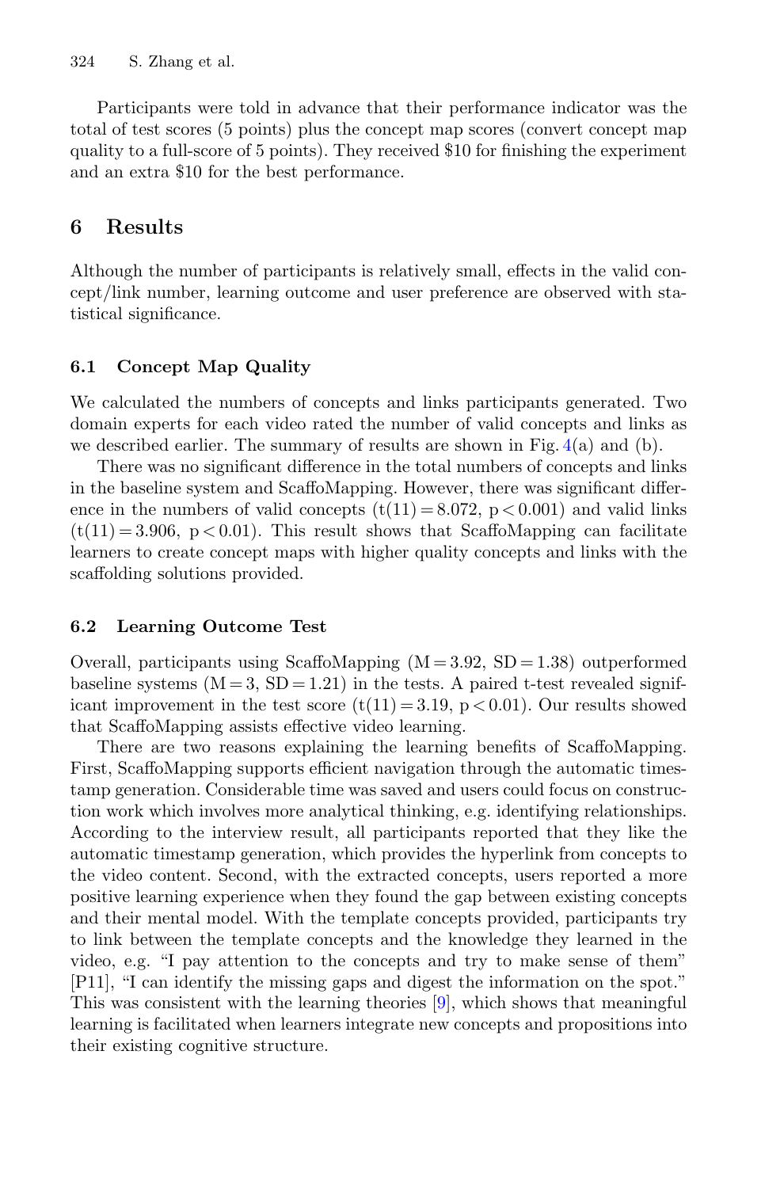Participants were told in advance that their performance indicator was the total of test scores (5 points) plus the concept map scores (convert concept map quality to a full-score of 5 points). They received $10 for finishing the experiment and an extra $10 for the best performance.

## 6 Results

Although the number of participants is relatively small, effects in the valid concept/link number, learning outcome and user preference are observed with statistical significance.

### 6.1 Concept Map Quality

We calculated the numbers of concepts and links participants generated. Two domain experts for each video rated the number of valid concepts and links as we described earlier. The summary of results are shown in Fig. 4(a) and (b).

There was no significant difference in the total numbers of concepts and links in the baseline system and ScaffoMapping. However, there was significant difference in the numbers of valid concepts ($t(11) = 8.072$, $p < 0.001$) and valid links ($t(11) = 3.906$, $p < 0.01$). This result shows that ScaffoMapping can facilitate learners to create concept maps with higher quality concepts and links with the scaffolding solutions provided.

### 6.2 Learning Outcome Test

Overall, participants using ScaffoMapping ($M = 3.92$, $SD = 1.38$) outperformed baseline systems ($M = 3$, $SD = 1.21$) in the tests. A paired t-test revealed significant improvement in the test score ($t(11) = 3.19$, $p < 0.01$). Our results showed that ScaffoMapping assists effective video learning.

There are two reasons explaining the learning benefits of ScaffoMapping. First, ScaffoMapping supports efficient navigation through the automatic timestamp generation. Considerable time was saved and users could focus on construction work which involves more analytical thinking, e.g. identifying relationships. According to the interview result, all participants reported that they like the automatic timestamp generation, which provides the hyperlink from concepts to the video content. Second, with the extracted concepts, users reported a more positive learning experience when they found the gap between existing concepts and their mental model. With the template concepts provided, participants try to link between the template concepts and the knowledge they learned in the video, e.g. "I pay attention to the concepts and try to make sense of them" [P11], "I can identify the missing gaps and digest the information on the spot." This was consistent with the learning theories [9], which shows that meaningful learning is facilitated when learners integrate new concepts and propositions into their existing cognitive structure.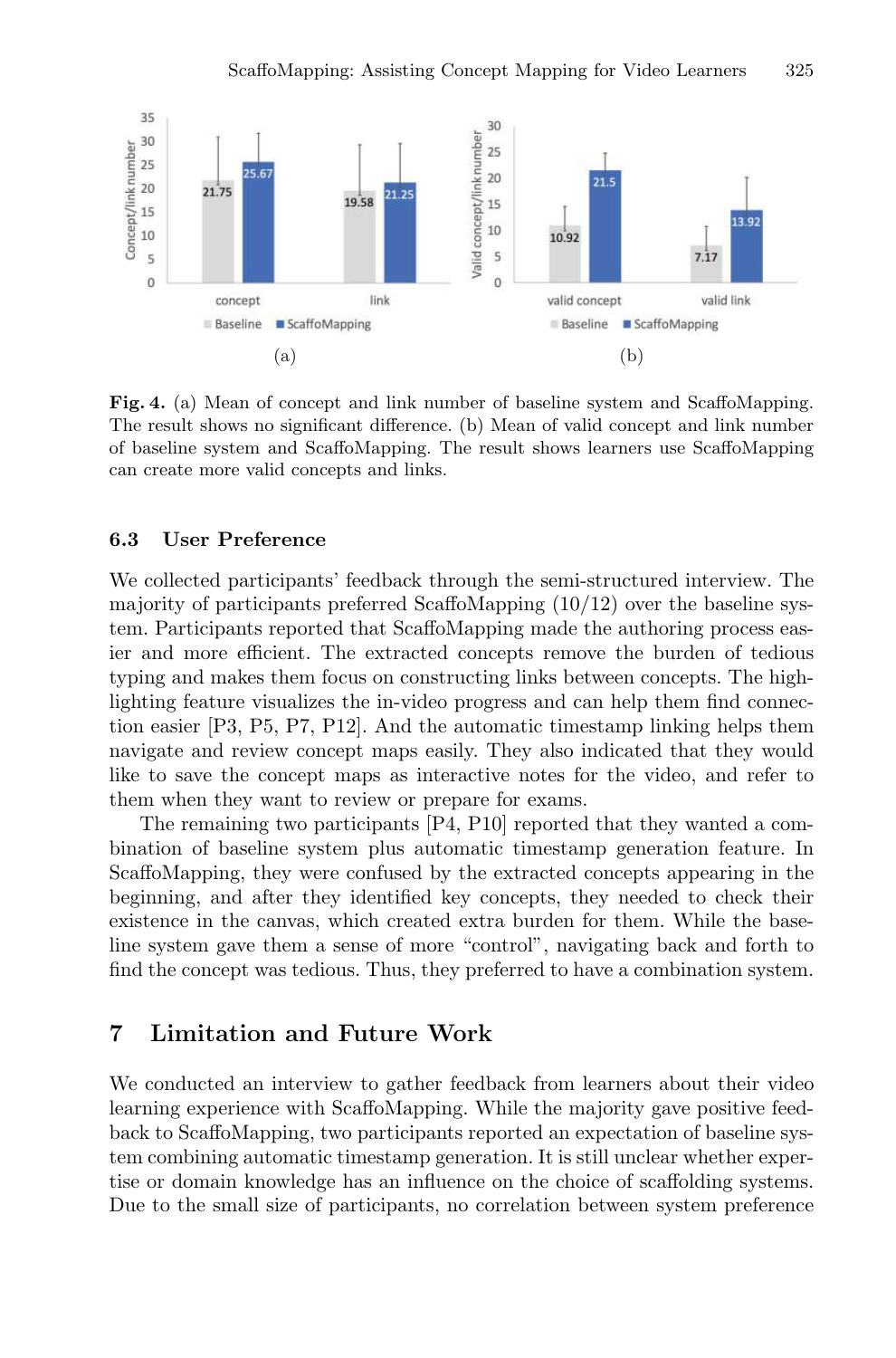Fig. 4. (a) Mean of concept and link number of baseline system and ScaffoMapping. The result shows no significant difference. (b) Mean of valid concept and link number of baseline system and ScaffoMapping. The result shows learners use ScaffoMapping can create more valid concepts and links.

### 6.3 User Preference

We collected participants' feedback through the semi-structured interview. The majority of participants preferred ScaffoMapping (10/12) over the baseline system. Participants reported that ScaffoMapping made the authoring process easier and more efficient. The extracted concepts remove the burden of tedious typing and makes them focus on constructing links between concepts. The highlighting feature visualizes the in-video progress and can help them find connection easier [P3, P5, P7, P12]. And the automatic timestamp linking helps them navigate and review concept maps easily. They also indicated that they would like to save the concept maps as interactive notes for the video, and refer to them when they want to review or prepare for exams.

The remaining two participants [P4, P10] reported that they wanted a combination of baseline system plus automatic timestamp generation feature. In ScaffoMapping, they were confused by the extracted concepts appearing in the beginning, and after they identified key concepts, they needed to check their existence in the canvas, which created extra burden for them. While the baseline system gave them a sense of more "control", navigating back and forth to find the concept was tedious. Thus, they preferred to have a combination system.

## 7 Limitation and Future Work

We conducted an interview to gather feedback from learners about their video learning experience with ScaffoMapping. While the majority gave positive feedback to ScaffoMapping, two participants reported an expectation of baseline system combining automatic timestamp generation. It is still unclear whether expertise or domain knowledge has an influence on the choice of scaffolding systems. Due to the small size of participants, no correlation between system preference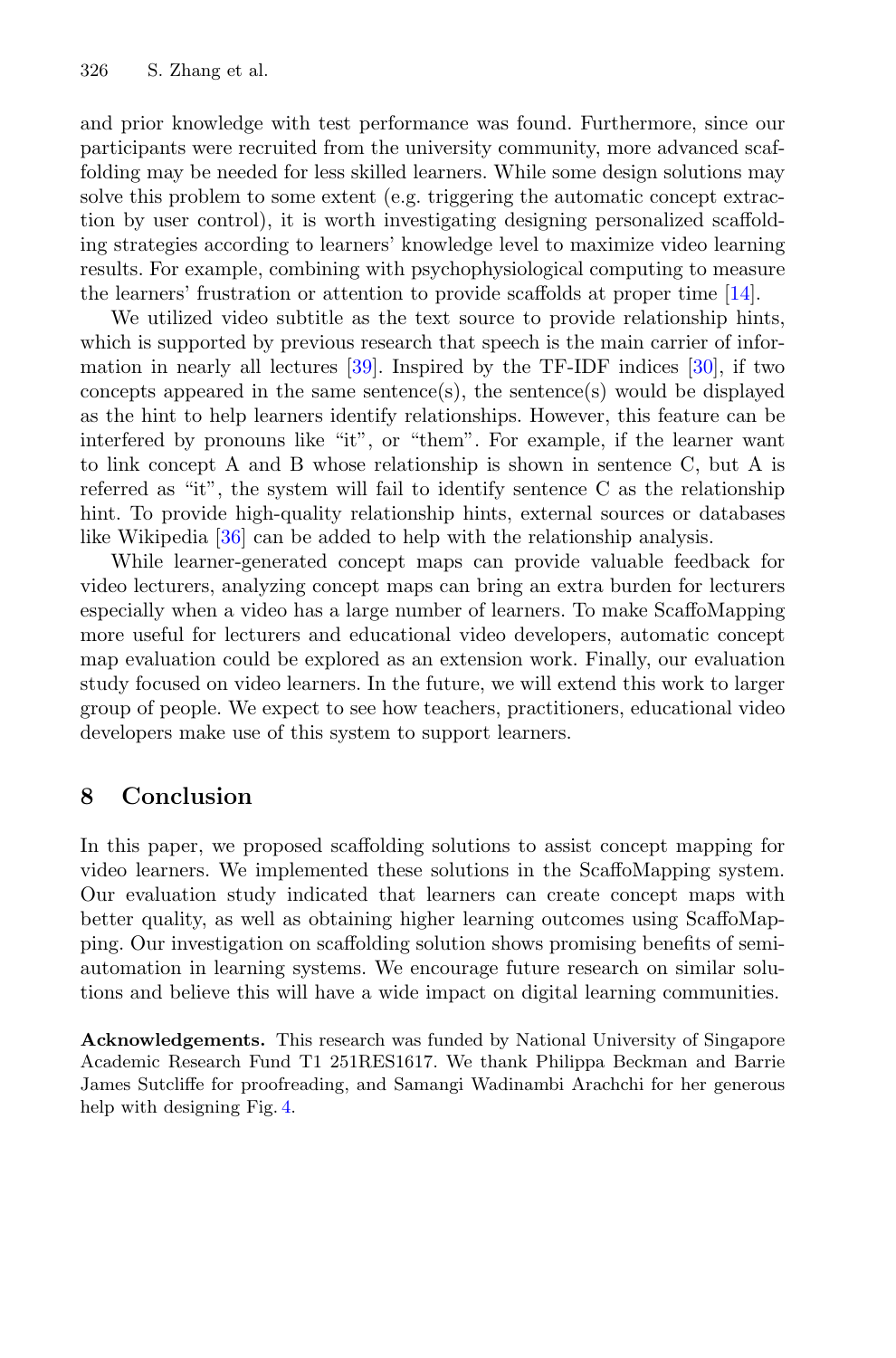and prior knowledge with test performance was found. Furthermore, since our participants were recruited from the university community, more advanced scaffolding may be needed for less skilled learners. While some design solutions may solve this problem to some extent (e.g. triggering the automatic concept extraction by user control), it is worth investigating designing personalized scaffolding strategies according to learners' knowledge level to maximize video learning results. For example, combining with psychophysiological computing to measure the learners' frustration or attention to provide scaffolds at proper time [14].

We utilized video subtitle as the text source to provide relationship hints, which is supported by previous research that speech is the main carrier of information in nearly all lectures [39]. Inspired by the TF-IDF indices [30], if two concepts appeared in the same sentence(s), the sentence(s) would be displayed as the hint to help learners identify relationships. However, this feature can be interfered by pronouns like "it", or "them". For example, if the learner want to link concept A and B whose relationship is shown in sentence C, but A is referred as "it", the system will fail to identify sentence C as the relationship hint. To provide high-quality relationship hints, external sources or databases like Wikipedia [36] can be added to help with the relationship analysis.

While learner-generated concept maps can provide valuable feedback for video lecturers, analyzing concept maps can bring an extra burden for lecturers especially when a video has a large number of learners. To make ScaffoMapping more useful for lecturers and educational video developers, automatic concept map evaluation could be explored as an extension work. Finally, our evaluation study focused on video learners. In the future, we will extend this work to larger group of people. We expect to see how teachers, practitioners, educational video developers make use of this system to support learners.

## 8 Conclusion

In this paper, we proposed scaffolding solutions to assist concept mapping for video learners. We implemented these solutions in the ScaffoMapping system. Our evaluation study indicated that learners can create concept maps with better quality, as well as obtaining higher learning outcomes using ScaffoMapping. Our investigation on scaffolding solution shows promising benefits of semi-automation in learning systems. We encourage future research on similar solutions and believe this will have a wide impact on digital learning communities.

**Acknowledgements.** This research was funded by National University of Singapore Academic Research Fund T1 251RES1617. We thank Philippa Beckman and Barrie James Sutcliffe for proofreading, and Samangi Wadinambi Arachchi for her generous help with designing Fig. 4.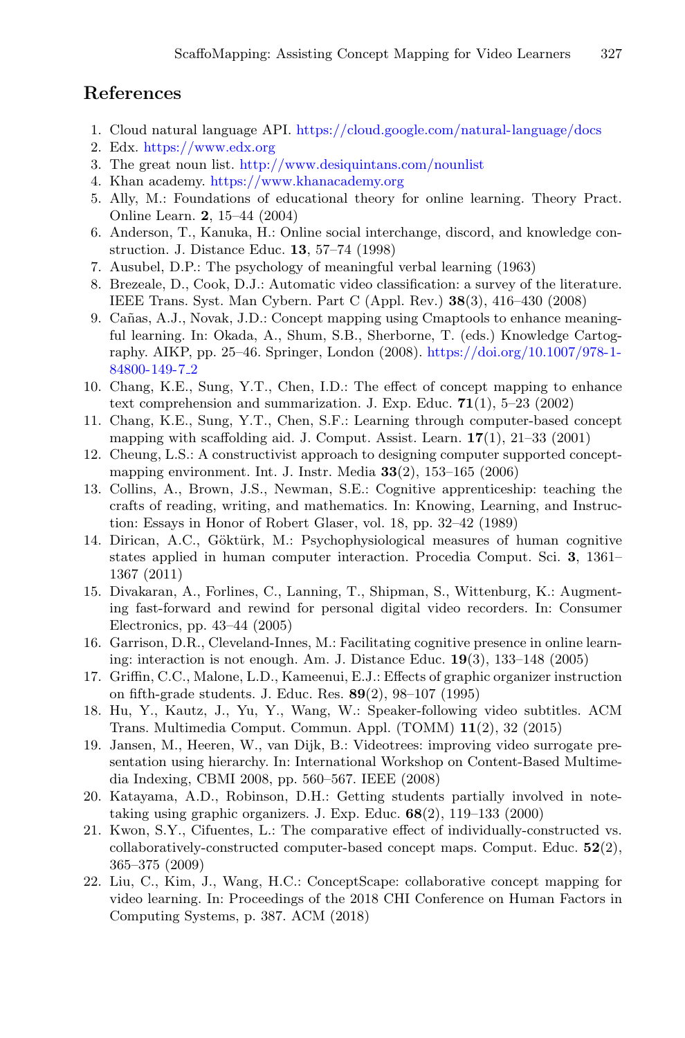## References

1. Cloud natural language API. https://cloud.google.com/natural-language/docs
2. Edx. https://www.edx.org
3. The great noun list. http://www.desiquintans.com/nounlist
4. Khan academy. https://www.khanacademy.org
5. Ally, M.: Foundations of educational theory for online learning. Theory Pract. Online Learn. **2**, 15–44 (2004)
6. Anderson, T., Kanuka, H.: Online social interchange, discord, and knowledge construction. J. Distance Educ. **13**, 57–74 (1998)
7. Ausubel, D.P.: The psychology of meaningful verbal learning (1963)
8. Brezeale, D., Cook, D.J.: Automatic video classification: a survey of the literature. IEEE Trans. Syst. Man Cybern. Part C (Appl. Rev.) **38**(3), 416–430 (2008)
9. Cañas, A.J., Novak, J.D.: Concept mapping using Cmaptools to enhance meaningful learning. In: Okada, A., Shum, S.B., Sherborne, T. (eds.) Knowledge Cartography. AIKP, pp. 25–46. Springer, London (2008). https://doi.org/10.1007/978-1-84800-149-7_2
10. Chang, K.E., Sung, Y.T., Chen, I.D.: The effect of concept mapping to enhance text comprehension and summarization. J. Exp. Educ. **71**(1), 5–23 (2002)
11. Chang, K.E., Sung, Y.T., Chen, S.F.: Learning through computer-based concept mapping with scaffolding aid. J. Comput. Assist. Learn. **17**(1), 21–33 (2001)
12. Cheung, L.S.: A constructivist approach to designing computer supported concept-mapping environment. Int. J. Instr. Media **33**(2), 153–165 (2006)
13. Collins, A., Brown, J.S., Newman, S.E.: Cognitive apprenticeship: teaching the crafts of reading, writing, and mathematics. In: Knowing, Learning, and Instruction: Essays in Honor of Robert Glaser, vol. 18, pp. 32–42 (1989)
14. Dirican, A.C., Göktürk, M.: Psychophysiological measures of human cognitive states applied in human computer interaction. Procedia Comput. Sci. **3**, 1361–1367 (2011)
15. Divakaran, A., Forlines, C., Lanning, T., Shipman, S., Wittenburg, K.: Augmenting fast-forward and rewind for personal digital video recorders. In: Consumer Electronics, pp. 43–44 (2005)
16. Garrison, D.R., Cleveland-Innes, M.: Facilitating cognitive presence in online learning: interaction is not enough. Am. J. Distance Educ. **19**(3), 133–148 (2005)
17. Griffin, C.C., Malone, L.D., Kameenui, E.J.: Effects of graphic organizer instruction on fifth-grade students. J. Educ. Res. **89**(2), 98–107 (1995)
18. Hu, Y., Kautz, J., Yu, Y., Wang, W.: Speaker-following video subtitles. ACM Trans. Multimedia Comput. Commun. Appl. (TOMM) **11**(2), 32 (2015)
19. Jansen, M., Heeren, W., van Dijk, B.: Videotrees: improving video surrogate presentation using hierarchy. In: International Workshop on Content-Based Multimedia Indexing, CBMI 2008, pp. 560–567. IEEE (2008)
20. Katayama, A.D., Robinson, D.H.: Getting students partially involved in note-taking using graphic organizers. J. Exp. Educ. **68**(2), 119–133 (2000)
21. Kwon, S.Y., Cifuentes, L.: The comparative effect of individually-constructed vs. collaboratively-constructed computer-based concept maps. Comput. Educ. **52**(2), 365–375 (2009)
22. Liu, C., Kim, J., Wang, H.C.: ConceptScape: collaborative concept mapping for video learning. In: Proceedings of the 2018 CHI Conference on Human Factors in Computing Systems, p. 387. ACM (2018)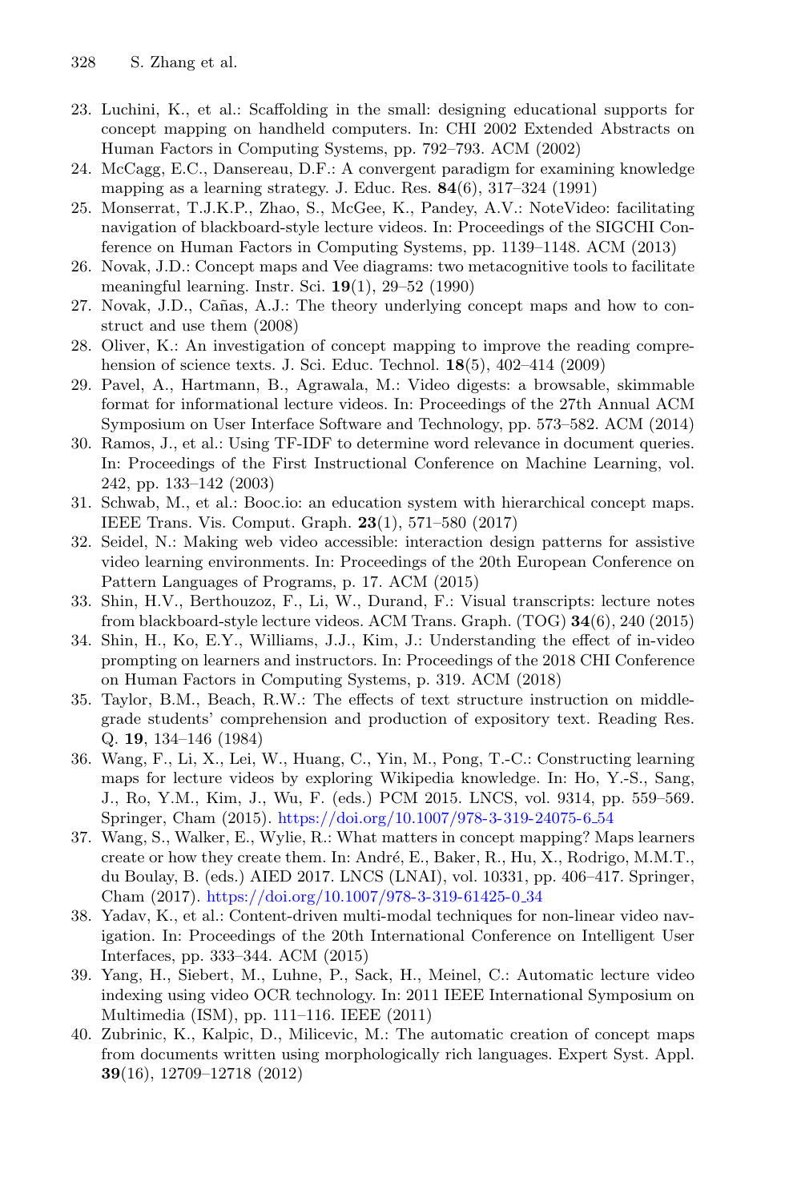23. Luchini, K., et al.: Scaffolding in the small: designing educational supports for concept mapping on handheld computers. In: CHI 2002 Extended Abstracts on Human Factors in Computing Systems, pp. 792–793. ACM (2002)
24. McCagg, E.C., Dansereau, D.F.: A convergent paradigm for examining knowledge mapping as a learning strategy. J. Educ. Res. **84**(6), 317–324 (1991)
25. Monserrat, T.J.K.P., Zhao, S., McGee, K., Pandey, A.V.: NoteVideo: facilitating navigation of blackboard-style lecture videos. In: Proceedings of the SIGCHI Conference on Human Factors in Computing Systems, pp. 1139–1148. ACM (2013)
26. Novak, J.D.: Concept maps and Vee diagrams: two metacognitive tools to facilitate meaningful learning. Instr. Sci. **19**(1), 29–52 (1990)
27. Novak, J.D., Cañas, A.J.: The theory underlying concept maps and how to construct and use them (2008)
28. Oliver, K.: An investigation of concept mapping to improve the reading comprehension of science texts. J. Sci. Educ. Technol. **18**(5), 402–414 (2009)
29. Pavel, A., Hartmann, B., Agrawala, M.: Video digests: a browsable, skimmable format for informational lecture videos. In: Proceedings of the 27th Annual ACM Symposium on User Interface Software and Technology, pp. 573–582. ACM (2014)
30. Ramos, J., et al.: Using TF-IDF to determine word relevance in document queries. In: Proceedings of the First Instructional Conference on Machine Learning, vol. 242, pp. 133–142 (2003)
31. Schwab, M., et al.: Booc.io: an education system with hierarchical concept maps. IEEE Trans. Vis. Comput. Graph. **23**(1), 571–580 (2017)
32. Seidel, N.: Making web video accessible: interaction design patterns for assistive video learning environments. In: Proceedings of the 20th European Conference on Pattern Languages of Programs, p. 17. ACM (2015)
33. Shin, H.V., Berthouzoz, F., Li, W., Durand, F.: Visual transcripts: lecture notes from blackboard-style lecture videos. ACM Trans. Graph. (TOG) **34**(6), 240 (2015)
34. Shin, H., Ko, E.Y., Williams, J.J., Kim, J.: Understanding the effect of in-video prompting on learners and instructors. In: Proceedings of the 2018 CHI Conference on Human Factors in Computing Systems, p. 319. ACM (2018)
35. Taylor, B.M., Beach, R.W.: The effects of text structure instruction on middle-grade students' comprehension and production of expository text. Reading Res. Q. **19**, 134–146 (1984)
36. Wang, F., Li, X., Lei, W., Huang, C., Yin, M., Pong, T.-C.: Constructing learning maps for lecture videos by exploring Wikipedia knowledge. In: Ho, Y.-S., Sang, J., Ro, Y.M., Kim, J., Wu, F. (eds.) PCM 2015. LNCS, vol. 9314, pp. 559–569. Springer, Cham (2015). https://doi.org/10.1007/978-3-319-24075-6_54
37. Wang, S., Walker, E., Wylie, R.: What matters in concept mapping? Maps learners create or how they create them. In: André, E., Baker, R., Hu, X., Rodrigo, M.M.T., du Boulay, B. (eds.) AIED 2017. LNCS (LNAI), vol. 10331, pp. 406–417. Springer, Cham (2017). https://doi.org/10.1007/978-3-319-61425-0_34
38. Yadav, K., et al.: Content-driven multi-modal techniques for non-linear video navigation. In: Proceedings of the 20th International Conference on Intelligent User Interfaces, pp. 333–344. ACM (2015)
39. Yang, H., Siebert, M., Luhne, P., Sack, H., Meinel, C.: Automatic lecture video indexing using video OCR technology. In: 2011 IEEE International Symposium on Multimedia (ISM), pp. 111–116. IEEE (2011)
40. Zubrinic, K., Kalpic, D., Milicevic, M.: The automatic creation of concept maps from documents written using morphologically rich languages. Expert Syst. Appl. **39**(16), 12709–12718 (2012)